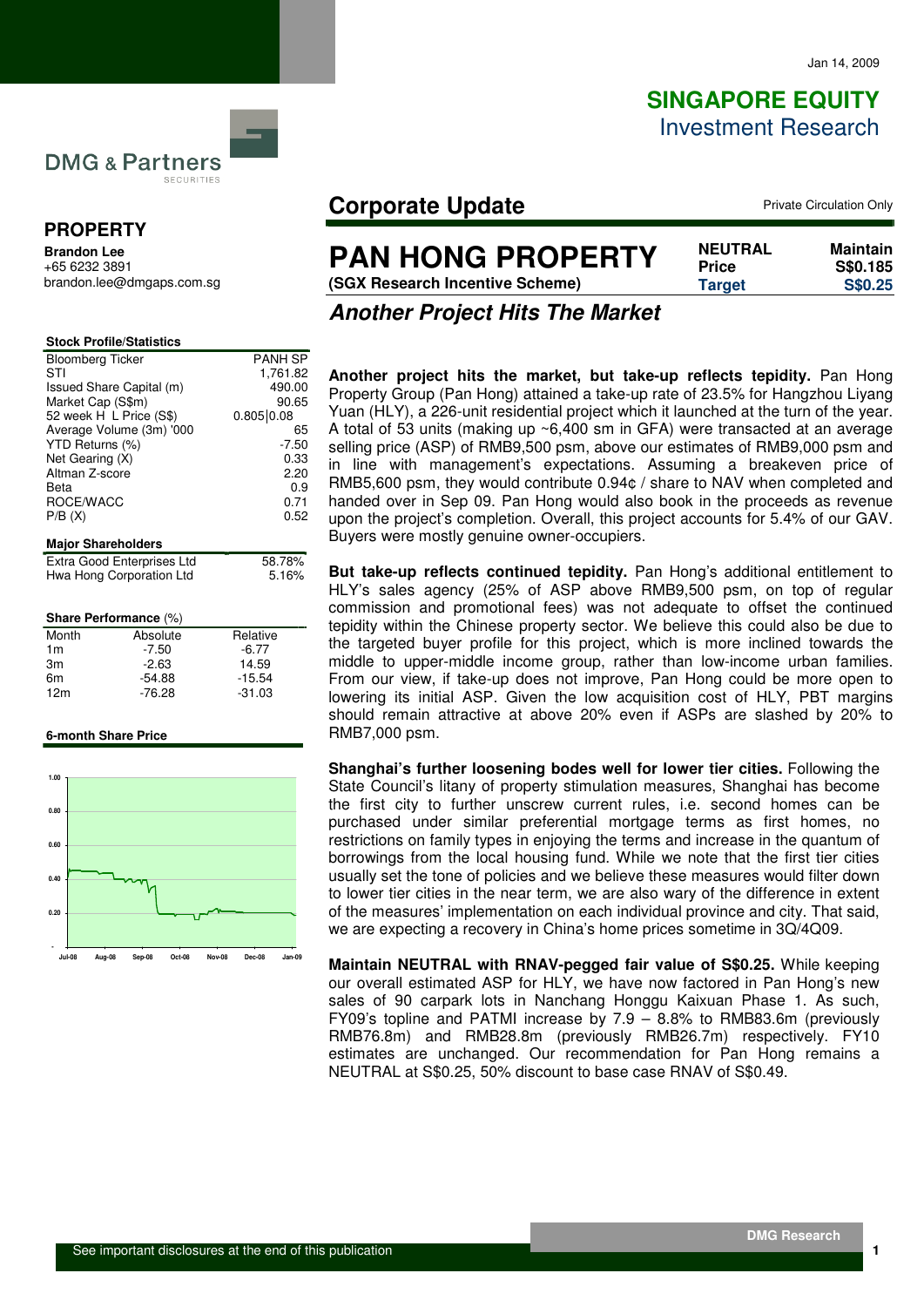Jan 14, 2009

**SINGAPORE EQUITY**
Investment Research

DMG & Partners SECURITIES

# PROPERTY

**Brandon Lee**
+65 6232 3891
brandon.lee@dmgaps.com.sg

**Stock Profile/Statistics**

| | |
|---|---|
| Bloomberg Ticker | PANH SP |
| STI | 1,761.82 |
| Issued Share Capital (m) | 490.00 |
| Market Cap (S$m) | 90.65 |
| 52 week H L Price (S$) | 0.805\|0.08 |
| Average Volume (3m) '000 | 65 |
| YTD Returns (%) | -7.50 |
| Net Gearing (X) | 0.33 |
| Altman Z-score | 2.20 |
| Beta | 0.9 |
| ROCE/WACC | 0.71 |
| P/B (X) | 0.52 |

**Major Shareholders**

| | |
|---|---|
| Extra Good Enterprises Ltd | 58.78% |
| Hwa Hong Corporation Ltd | 5.16% |

**Share Performance** (%)

| Month | Absolute | Relative |
|---|---|---|
| 1m | -7.50 | -6.77 |
| 3m | -2.63 | 14.59 |
| 6m | -54.88 | -15.54 |
| 12m | -76.28 | -31.03 |

**6-month Share Price**

## Corporate Update

Private Circulation Only

# PAN HONG PROPERTY

**(SGX Research Incentive Scheme)**

| NEUTRAL | Maintain |
|---|---|
| Price | S$0.185 |
| Target | S$0.25 |

## *Another Project Hits The Market*

**Another project hits the market, but take-up reflects tepidity.** Pan Hong Property Group (Pan Hong) attained a take-up rate of 23.5% for Hangzhou Liyang Yuan (HLY), a 226-unit residential project which it launched at the turn of the year. A total of 53 units (making up ~6,400 sm in GFA) were transacted at an average selling price (ASP) of RMB9,500 psm, above our estimates of RMB9,000 psm and in line with management's expectations. Assuming a breakeven price of RMB5,600 psm, they would contribute 0.94¢ / share to NAV when completed and handed over in Sep 09. Pan Hong would also book in the proceeds as revenue upon the project's completion. Overall, this project accounts for 5.4% of our GAV. Buyers were mostly genuine owner-occupiers.

**But take-up reflects continued tepidity.** Pan Hong's additional entitlement to HLY's sales agency (25% of ASP above RMB9,500 psm, on top of regular commission and promotional fees) was not adequate to offset the continued tepidity within the Chinese property sector. We believe this could also be due to the targeted buyer profile for this project, which is more inclined towards the middle to upper-middle income group, rather than low-income urban families. From our view, if take-up does not improve, Pan Hong could be more open to lowering its initial ASP. Given the low acquisition cost of HLY, PBT margins should remain attractive at above 20% even if ASPs are slashed by 20% to RMB7,000 psm.

**Shanghai's further loosening bodes well for lower tier cities.** Following the State Council's litany of property stimulation measures, Shanghai has become the first city to further unscrew current rules, i.e. second homes can be purchased under similar preferential mortgage terms as first homes, no restrictions on family types in enjoying the terms and increase in the quantum of borrowings from the local housing fund. While we note that the first tier cities usually set the tone of policies and we believe these measures would filter down to lower tier cities in the near term, we are also wary of the difference in extent of the measures' implementation on each individual province and city. That said, we are expecting a recovery in China's home prices sometime in 3Q/4Q09.

**Maintain NEUTRAL with RNAV-pegged fair value of S$0.25.** While keeping our overall estimated ASP for HLY, we have now factored in Pan Hong's new sales of 90 carpark lots in Nanchang Honggu Kaixuan Phase 1. As such, FY09's topline and PATMI increase by 7.9 – 8.8% to RMB83.6m (previously RMB76.8m) and RMB28.8m (previously RMB26.7m) respectively. FY10 estimates are unchanged. Our recommendation for Pan Hong remains a NEUTRAL at S$0.25, 50% discount to base case RNAV of S$0.49.

See important disclosures at the end of this publication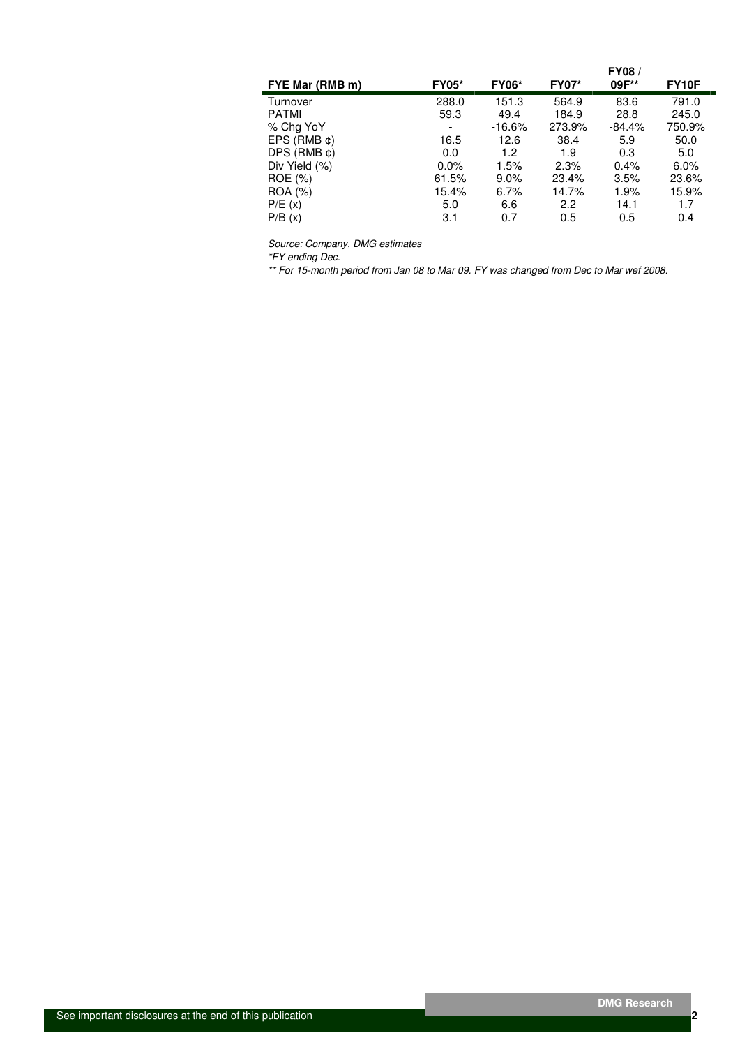| FYE Mar (RMB m) | FY05* | FY06* | FY07* | FY08 / 09F** | FY10F |
|---|---|---|---|---|---|
| Turnover | 288.0 | 151.3 | 564.9 | 83.6 | 791.0 |
| PATMI | 59.3 | 49.4 | 184.9 | 28.8 | 245.0 |
| % Chg YoY | - | -16.6% | 273.9% | -84.4% | 750.9% |
| EPS (RMB ¢) | 16.5 | 12.6 | 38.4 | 5.9 | 50.0 |
| DPS (RMB ¢) | 0.0 | 1.2 | 1.9 | 0.3 | 5.0 |
| Div Yield (%) | 0.0% | 1.5% | 2.3% | 0.4% | 6.0% |
| ROE (%) | 61.5% | 9.0% | 23.4% | 3.5% | 23.6% |
| ROA (%) | 15.4% | 6.7% | 14.7% | 1.9% | 15.9% |
| P/E (x) | 5.0 | 6.6 | 2.2 | 14.1 | 1.7 |
| P/B (x) | 3.1 | 0.7 | 0.5 | 0.5 | 0.4 |

*Source: Company, DMG estimates*

*\*FY ending Dec.*

*\*\* For 15-month period from Jan 08 to Mar 09. FY was changed from Dec to Mar wef 2008.*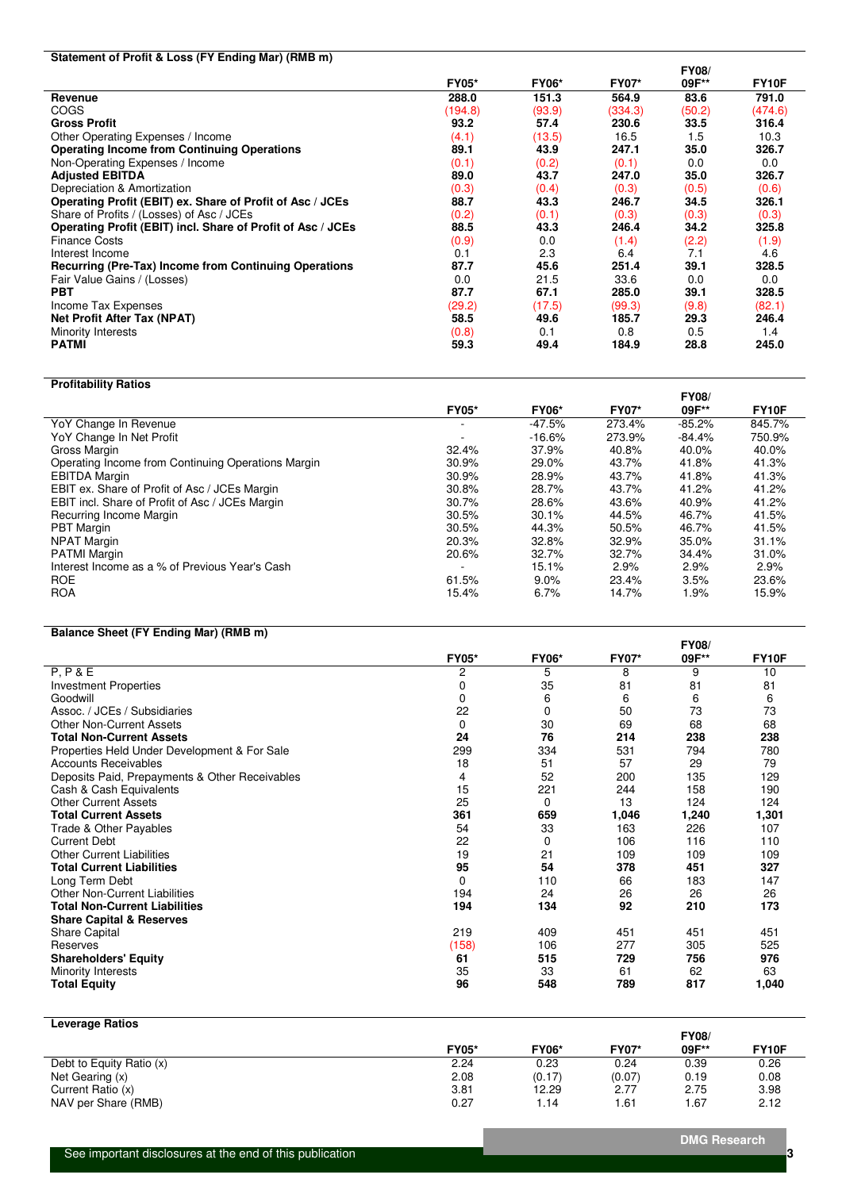| Statement of Profit & Loss (FY Ending Mar) (RMB m) | FY05* | FY06* | FY07* | FY08/ 09F** | FY10F |
|---|---|---|---|---|---|
| **Revenue** | **288.0** | **151.3** | **564.9** | **83.6** | **791.0** |
| COGS | (194.8) | (93.9) | (334.3) | (50.2) | (474.6) |
| **Gross Profit** | **93.2** | **57.4** | **230.6** | **33.5** | **316.4** |
| Other Operating Expenses / Income | (4.1) | (13.5) | 16.5 | 1.5 | 10.3 |
| **Operating Income from Continuing Operations** | **89.1** | **43.9** | **247.1** | **35.0** | **326.7** |
| Non-Operating Expenses / Income | (0.1) | (0.2) | (0.1) | 0.0 | 0.0 |
| **Adjusted EBITDA** | **89.0** | **43.7** | **247.0** | **35.0** | **326.7** |
| Depreciation & Amortization | (0.3) | (0.4) | (0.3) | (0.5) | (0.6) |
| **Operating Profit (EBIT) ex. Share of Profit of Asc / JCEs** | **88.7** | **43.3** | **246.7** | **34.5** | **326.1** |
| Share of Profits / (Losses) of Asc / JCEs | (0.2) | (0.1) | (0.3) | (0.3) | (0.3) |
| **Operating Profit (EBIT) incl. Share of Profit of Asc / JCEs** | **88.5** | **43.3** | **246.4** | **34.2** | **325.8** |
| Finance Costs | (0.9) | 0.0 | (1.4) | (2.2) | (1.9) |
| Interest Income | 0.1 | 2.3 | 6.4 | 7.1 | 4.6 |
| **Recurring (Pre-Tax) Income from Continuing Operations** | **87.7** | **45.6** | **251.4** | **39.1** | **328.5** |
| Fair Value Gains / (Losses) | 0.0 | 21.5 | 33.6 | 0.0 | 0.0 |
| **PBT** | **87.7** | **67.1** | **285.0** | **39.1** | **328.5** |
| Income Tax Expenses | (29.2) | (17.5) | (99.3) | (9.8) | (82.1) |
| **Net Profit After Tax (NPAT)** | **58.5** | **49.6** | **185.7** | **29.3** | **246.4** |
| Minority Interests | (0.8) | 0.1 | 0.8 | 0.5 | 1.4 |
| **PATMI** | **59.3** | **49.4** | **184.9** | **28.8** | **245.0** |

| Profitability Ratios | FY05* | FY06* | FY07* | FY08/ 09F** | FY10F |
|---|---|---|---|---|---|
| YoY Change In Revenue | - | -47.5% | 273.4% | -85.2% | 845.7% |
| YoY Change In Net Profit | - | -16.6% | 273.9% | -84.4% | 750.9% |
| Gross Margin | 32.4% | 37.9% | 40.8% | 40.0% | 40.0% |
| Operating Income from Continuing Operations Margin | 30.9% | 29.0% | 43.7% | 41.8% | 41.3% |
| EBITDA Margin | 30.9% | 28.9% | 43.7% | 41.8% | 41.3% |
| EBIT ex. Share of Profit of Asc / JCEs Margin | 30.8% | 28.7% | 43.7% | 41.2% | 41.2% |
| EBIT incl. Share of Profit of Asc / JCEs Margin | 30.7% | 28.6% | 43.6% | 40.9% | 41.2% |
| Recurring Income Margin | 30.5% | 30.1% | 44.5% | 46.7% | 41.5% |
| PBT Margin | 30.5% | 44.3% | 50.5% | 46.7% | 41.5% |
| NPAT Margin | 20.3% | 32.8% | 32.9% | 35.0% | 31.1% |
| PATMI Margin | 20.6% | 32.7% | 32.7% | 34.4% | 31.0% |
| Interest Income as a % of Previous Year's Cash | - | 15.1% | 2.9% | 2.9% | 2.9% |
| ROE | 61.5% | 9.0% | 23.4% | 3.5% | 23.6% |
| ROA | 15.4% | 6.7% | 14.7% | 1.9% | 15.9% |

| Balance Sheet (FY Ending Mar) (RMB m) | FY05* | FY06* | FY07* | FY08/ 09F** | FY10F |
|---|---|---|---|---|---|
| P, P & E | 2 | 5 | 8 | 9 | 10 |
| Investment Properties | 0 | 35 | 81 | 81 | 81 |
| Goodwill | 0 | 6 | 6 | 6 | 6 |
| Assoc. / JCEs / Subsidiaries | 22 | 0 | 50 | 73 | 73 |
| Other Non-Current Assets | 0 | 30 | 69 | 68 | 68 |
| **Total Non-Current Assets** | **24** | **76** | **214** | **238** | **238** |
| Properties Held Under Development & For Sale | 299 | 334 | 531 | 794 | 780 |
| Accounts Receivables | 18 | 51 | 57 | 29 | 79 |
| Deposits Paid, Prepayments & Other Receivables | 4 | 52 | 200 | 135 | 129 |
| Cash & Cash Equivalents | 15 | 221 | 244 | 158 | 190 |
| Other Current Assets | 25 | 0 | 13 | 124 | 124 |
| **Total Current Assets** | **361** | **659** | **1,046** | **1,240** | **1,301** |
| Trade & Other Payables | 54 | 33 | 163 | 226 | 107 |
| Current Debt | 22 | 0 | 106 | 116 | 110 |
| Other Current Liabilities | 19 | 21 | 109 | 109 | 109 |
| **Total Current Liabilities** | **95** | **54** | **378** | **451** | **327** |
| Long Term Debt | 0 | 110 | 66 | 183 | 147 |
| Other Non-Current Liabilities | 194 | 24 | 26 | 26 | 26 |
| **Total Non-Current Liabilities** | **194** | **134** | **92** | **210** | **173** |
| **Share Capital & Reserves** | | | | | |
| Share Capital | 219 | 409 | 451 | 451 | 451 |
| Reserves | (158) | 106 | 277 | 305 | 525 |
| **Shareholders' Equity** | **61** | **515** | **729** | **756** | **976** |
| Minority Interests | 35 | 33 | 61 | 62 | 63 |
| **Total Equity** | **96** | **548** | **789** | **817** | **1,040** |

| Leverage Ratios | FY05* | FY06* | FY07* | FY08/ 09F** | FY10F |
|---|---|---|---|---|---|
| Debt to Equity Ratio (x) | 2.24 | 0.23 | 0.24 | 0.39 | 0.26 |
| Net Gearing (x) | 2.08 | (0.17) | (0.07) | 0.19 | 0.08 |
| Current Ratio (x) | 3.81 | 12.29 | 2.77 | 2.75 | 3.98 |
| NAV per Share (RMB) | 0.27 | 1.14 | 1.61 | 1.67 | 2.12 |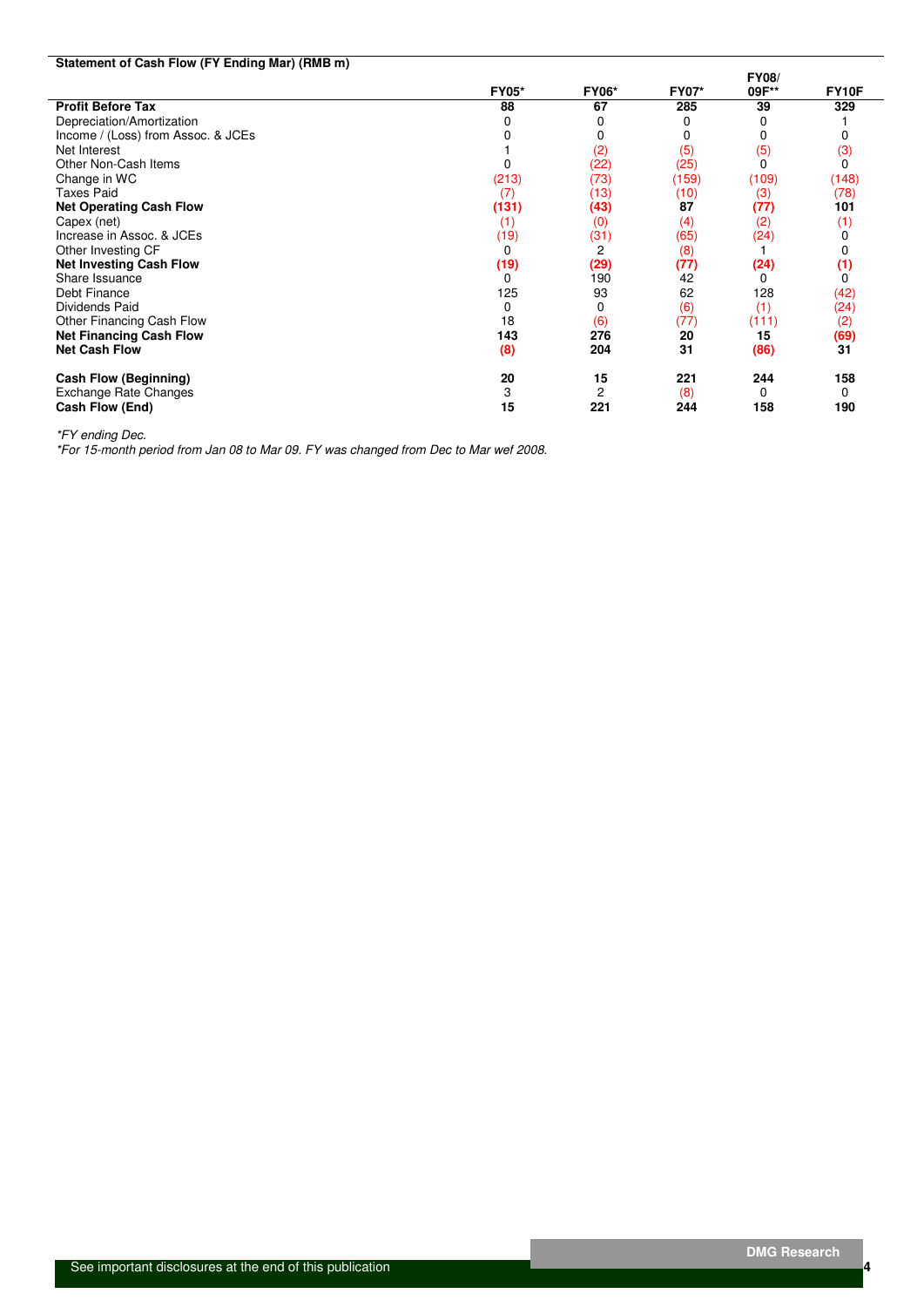**Statement of Cash Flow (FY Ending Mar) (RMB m)**

| | FY05* | FY06* | FY07* | FY08/ 09F** | FY10F |
|---|---|---|---|---|---|
| **Profit Before Tax** | **88** | **67** | **285** | **39** | **329** |
| Depreciation/Amortization | 0 | 0 | 0 | 0 | 1 |
| Income / (Loss) from Assoc. & JCEs | 0 | 0 | 0 | 0 | 0 |
| Net Interest | 1 | (2) | (5) | (5) | (3) |
| Other Non-Cash Items | 0 | (22) | (25) | 0 | 0 |
| Change in WC | (213) | (73) | (159) | (109) | (148) |
| Taxes Paid | (7) | (13) | (10) | (3) | (78) |
| **Net Operating Cash Flow** | **(131)** | **(43)** | **87** | **(77)** | **101** |
| Capex (net) | (1) | (0) | (4) | (2) | (1) |
| Increase in Assoc. & JCEs | (19) | (31) | (65) | (24) | 0 |
| Other Investing CF | 0 | 2 | (8) | 1 | 0 |
| **Net Investing Cash Flow** | **(19)** | **(29)** | **(77)** | **(24)** | **(1)** |
| Share Issuance | 0 | 190 | 42 | 0 | 0 |
| Debt Finance | 125 | 93 | 62 | 128 | (42) |
| Dividends Paid | 0 | 0 | (6) | (1) | (24) |
| Other Financing Cash Flow | 18 | (6) | (77) | (111) | (2) |
| **Net Financing Cash Flow** | **143** | **276** | **20** | **15** | **(69)** |
| **Net Cash Flow** | **(8)** | **204** | **31** | **(86)** | **31** |
| | | | | | |
| **Cash Flow (Beginning)** | **20** | **15** | **221** | **244** | **158** |
| Exchange Rate Changes | 3 | 2 | (8) | 0 | 0 |
| **Cash Flow (End)** | **15** | **221** | **244** | **158** | **190** |

*\*FY ending Dec.*

*\*For 15-month period from Jan 08 to Mar 09. FY was changed from Dec to Mar wef 2008.*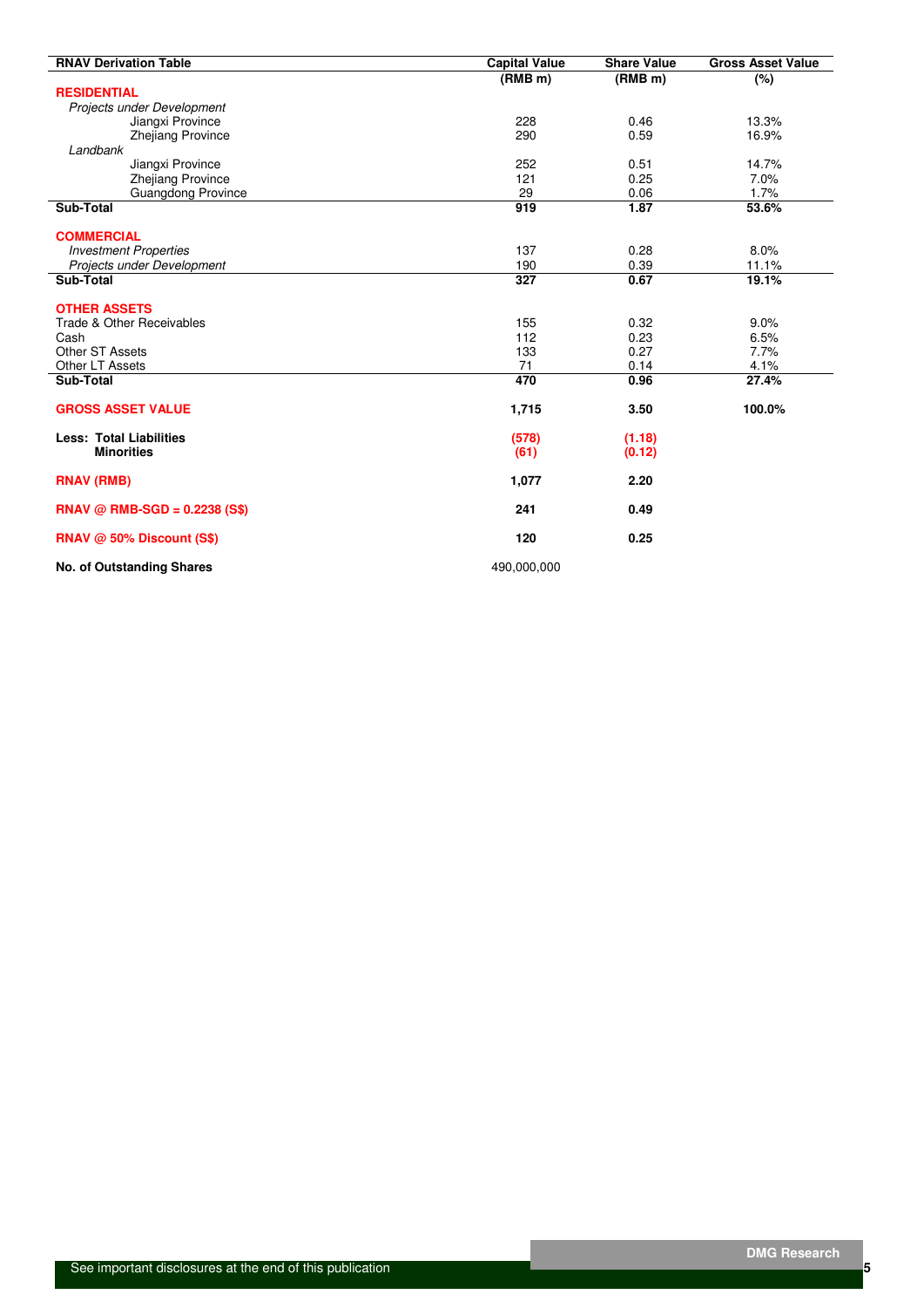| RNAV Derivation Table | Capital Value | Share Value | Gross Asset Value |
|---|---|---|---|
| | (RMB m) | (RMB m) | (%) |
| **RESIDENTIAL** | | | |
| *Projects under Development* | | | |
| Jiangxi Province | 228 | 0.46 | 13.3% |
| Zhejiang Province | 290 | 0.59 | 16.9% |
| *Landbank* | | | |
| Jiangxi Province | 252 | 0.51 | 14.7% |
| Zhejiang Province | 121 | 0.25 | 7.0% |
| Guangdong Province | 29 | 0.06 | 1.7% |
| **Sub-Total** | **919** | **1.87** | **53.6%** |
| | | | |
| **COMMERCIAL** | | | |
| *Investment Properties* | 137 | 0.28 | 8.0% |
| *Projects under Development* | 190 | 0.39 | 11.1% |
| **Sub-Total** | **327** | **0.67** | **19.1%** |
| | | | |
| **OTHER ASSETS** | | | |
| Trade & Other Receivables | 155 | 0.32 | 9.0% |
| Cash | 112 | 0.23 | 6.5% |
| Other ST Assets | 133 | 0.27 | 7.7% |
| Other LT Assets | 71 | 0.14 | 4.1% |
| **Sub-Total** | **470** | **0.96** | **27.4%** |
| | | | |
| **GROSS ASSET VALUE** | **1,715** | **3.50** | **100.0%** |
| | | | |
| **Less: Total Liabilities** | **(578)** | **(1.18)** | |
| **Minorities** | **(61)** | **(0.12)** | |
| | | | |
| **RNAV (RMB)** | **1,077** | **2.20** | |
| | | | |
| **RNAV @ RMB-SGD = 0.2238 (S$)** | **241** | **0.49** | |
| | | | |
| **RNAV @ 50% Discount (S$)** | **120** | **0.25** | |
| | | | |
| **No. of Outstanding Shares** | 490,000,000 | | |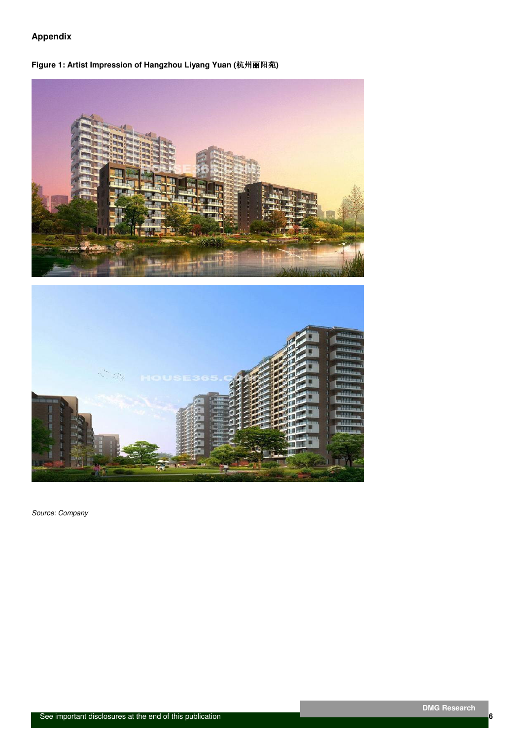**Appendix**

**Figure 1: Artist Impression of Hangzhou Liyang Yuan (杭州丽阳苑)**

*Source: Company*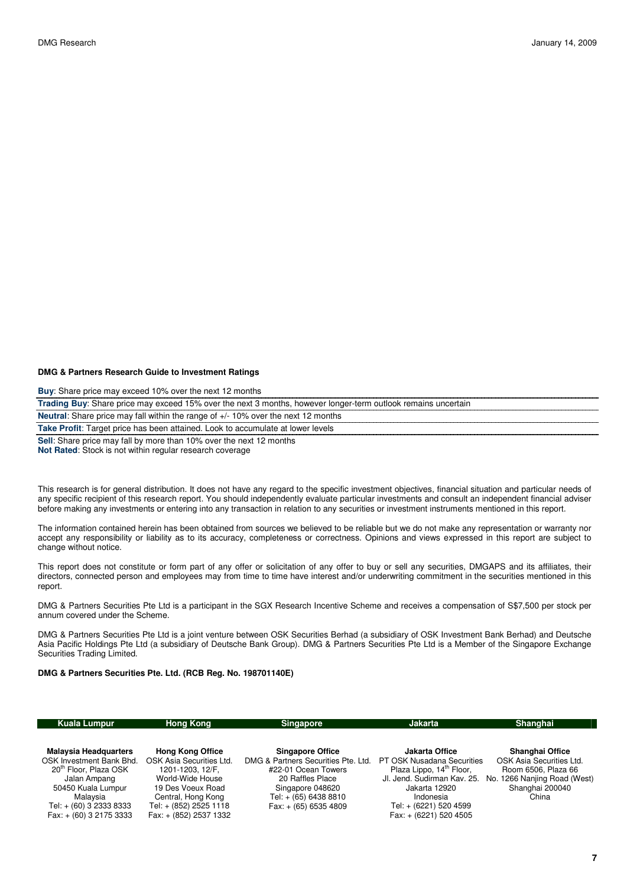**DMG & Partners Research Guide to Investment Ratings**

**Buy**: Share price may exceed 10% over the next 12 months

**Trading Buy**: Share price may exceed 15% over the next 3 months, however longer-term outlook remains uncertain

**Neutral**: Share price may fall within the range of +/- 10% over the next 12 months

**Take Profit**: Target price has been attained. Look to accumulate at lower levels

**Sell**: Share price may fall by more than 10% over the next 12 months

**Not Rated**: Stock is not within regular research coverage

This research is for general distribution. It does not have any regard to the specific investment objectives, financial situation and particular needs of any specific recipient of this research report. You should independently evaluate particular investments and consult an independent financial adviser before making any investments or entering into any transaction in relation to any securities or investment instruments mentioned in this report.

The information contained herein has been obtained from sources we believed to be reliable but we do not make any representation or warranty nor accept any responsibility or liability as to its accuracy, completeness or correctness. Opinions and views expressed in this report are subject to change without notice.

This report does not constitute or form part of any offer or solicitation of any offer to buy or sell any securities, DMGAPS and its affiliates, their directors, connected person and employees may from time to time have interest and/or underwriting commitment in the securities mentioned in this report.

DMG & Partners Securities Pte Ltd is a participant in the SGX Research Incentive Scheme and receives a compensation of S$7,500 per stock per annum covered under the Scheme.

DMG & Partners Securities Pte Ltd is a joint venture between OSK Securities Berhad (a subsidiary of OSK Investment Bank Berhad) and Deutsche Asia Pacific Holdings Pte Ltd (a subsidiary of Deutsche Bank Group). DMG & Partners Securities Pte Ltd is a Member of the Singapore Exchange Securities Trading Limited.

**DMG & Partners Securities Pte. Ltd. (RCB Reg. No. 198701140E)**

| Kuala Lumpur | Hong Kong | Singapore | Jakarta | Shanghai |
|---|---|---|---|---|
| **Malaysia Headquarters**<br>OSK Investment Bank Bhd.<br>20th Floor, Plaza OSK<br>Jalan Ampang<br>50450 Kuala Lumpur<br>Malaysia<br>Tel: + (60) 3 2333 8333<br>Fax: + (60) 3 2175 3333 | **Hong Kong Office**<br>OSK Asia Securities Ltd.<br>1201-1203, 12/F,<br>World-Wide House<br>19 Des Voeux Road<br>Central, Hong Kong<br>Tel: + (852) 2525 1118<br>Fax: + (852) 2537 1332 | **Singapore Office**<br>DMG & Partners Securities Pte. Ltd.<br>#22-01 Ocean Towers<br>20 Raffles Place<br>Singapore 048620<br>Tel: + (65) 6438 8810<br>Fax: + (65) 6535 4809 | **Jakarta Office**<br>PT OSK Nusadana Securities<br>Plaza Lippo, 14th Floor,<br>Jl. Jend. Sudirman Kav. 25.<br>Jakarta 12920<br>Indonesia<br>Tel: + (6221) 520 4599<br>Fax: + (6221) 520 4505 | **Shanghai Office**<br>OSK Asia Securities Ltd.<br>Room 6506, Plaza 66<br>No. 1266 Nanjing Road (West)<br>Shanghai 200040<br>China |